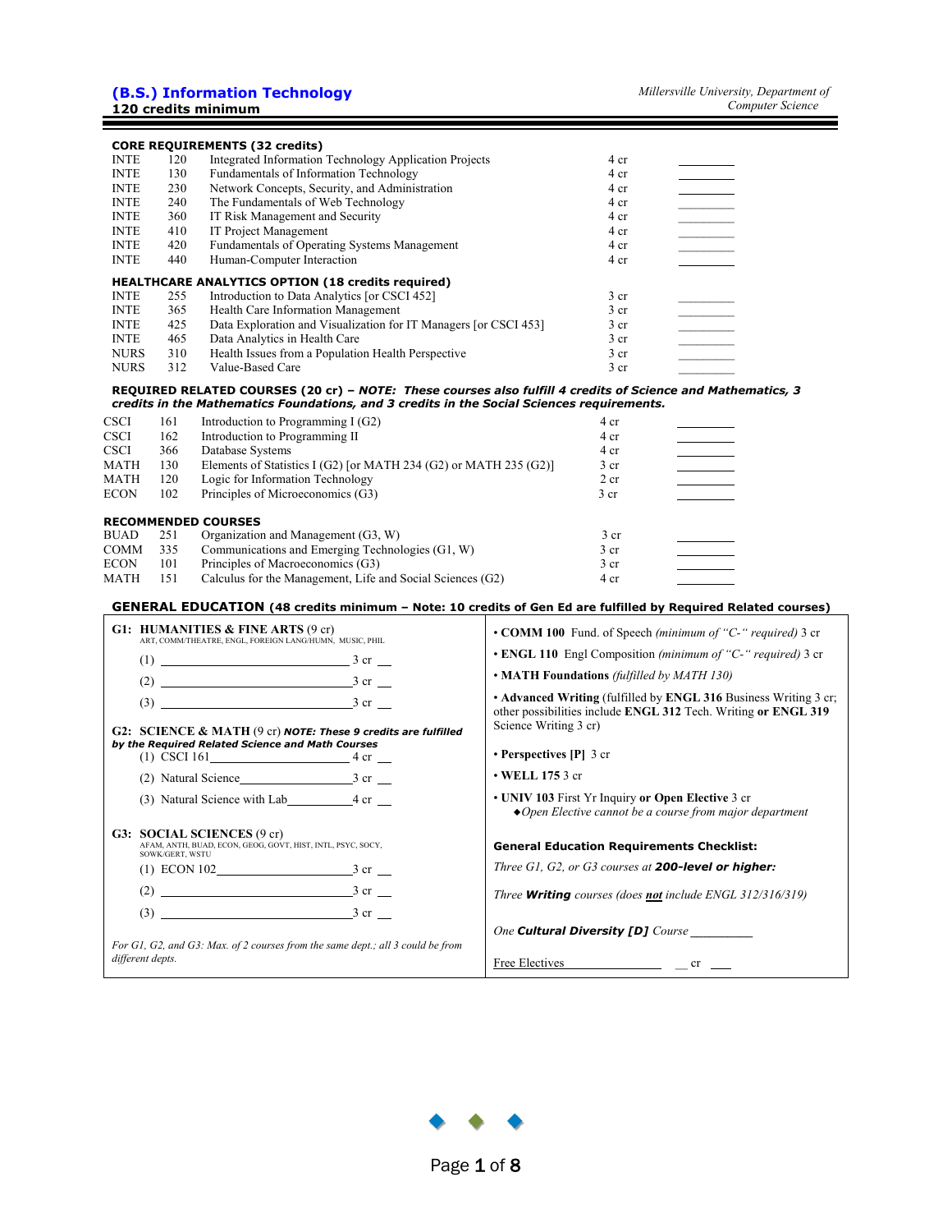# (B.S.) Information Technology

**120 credits minimum**

*Millersville University, Department of Computer Science*

## CORE REQUIREMENTS (32 credits)

| | | | | |
|---|---|---|---|---|
| INTE | 120 | Integrated Information Technology Application Projects | 4 cr | ________ |
| INTE | 130 | Fundamentals of Information Technology | 4 cr | ________ |
| INTE | 230 | Network Concepts, Security, and Administration | 4 cr | ________ |
| INTE | 240 | The Fundamentals of Web Technology | 4 cr | ________ |
| INTE | 360 | IT Risk Management and Security | 4 cr | ________ |
| INTE | 410 | IT Project Management | 4 cr | ________ |
| INTE | 420 | Fundamentals of Operating Systems Management | 4 cr | ________ |
| INTE | 440 | Human-Computer Interaction | 4 cr | ________ |

## HEALTHCARE ANALYTICS OPTION (18 credits required)

| | | | | |
|---|---|---|---|---|
| INTE | 255 | Introduction to Data Analytics [or CSCI 452] | 3 cr | ________ |
| INTE | 365 | Health Care Information Management | 3 cr | ________ |
| INTE | 425 | Data Exploration and Visualization for IT Managers [or CSCI 453] | 3 cr | ________ |
| INTE | 465 | Data Analytics in Health Care | 3 cr | ________ |
| NURS | 310 | Health Issues from a Population Health Perspective | 3 cr | ________ |
| NURS | 312 | Value-Based Care | 3 cr | ________ |

## REQUIRED RELATED COURSES (20 cr) – *NOTE: These courses also fulfill 4 credits of Science and Mathematics, 3 credits in the Mathematics Foundations, and 3 credits in the Social Sciences requirements.*

| | | | | |
|---|---|---|---|---|
| CSCI | 161 | Introduction to Programming I (G2) | 4 cr | ________ |
| CSCI | 162 | Introduction to Programming II | 4 cr | ________ |
| CSCI | 366 | Database Systems | 4 cr | ________ |
| MATH | 130 | Elements of Statistics I (G2) [or MATH 234 (G2) or MATH 235 (G2)] | 3 cr | ________ |
| MATH | 120 | Logic for Information Technology | 2 cr | ________ |
| ECON | 102 | Principles of Microeconomics (G3) | 3 cr | ________ |

## RECOMMENDED COURSES

| | | | | |
|---|---|---|---|---|
| BUAD | 251 | Organization and Management (G3, W) | 3 cr | ________ |
| COMM | 335 | Communications and Emerging Technologies (G1, W) | 3 cr | ________ |
| ECON | 101 | Principles of Macroeconomics (G3) | 3 cr | ________ |
| MATH | 151 | Calculus for the Management, Life and Social Sciences (G2) | 4 cr | ________ |

## GENERAL EDUCATION (48 credits minimum – Note: 10 credits of Gen Ed are fulfilled by Required Related courses)

**G1: HUMANITIES & FINE ARTS** (9 cr)
ART, COMM/THEATRE, ENGL, FOREIGN LANG/HUMN, MUSIC, PHIL

(1) ____________________ 3 cr __

(2) ____________________ 3 cr __

(3) ____________________ 3 cr __

**G2: SCIENCE & MATH** (9 cr) ***NOTE: These 9 credits are fulfilled by the Required Related Science and Math Courses***

(1) CSCI 161____________ 4 cr __

(2) Natural Science____________ 3 cr __

(3) Natural Science with Lab__________ 4 cr __

**G3: SOCIAL SCIENCES** (9 cr)
AFAM, ANTH, BUAD, ECON, GEOG, GOVT, HIST, INTL, PSYC, SOCY, SOWK/GERT, WSTU

(1) ECON 102____________ 3 cr __

(2) ____________________ 3 cr __

(3) ____________________ 3 cr __

*For G1, G2, and G3: Max. of 2 courses from the same dept.; all 3 could be from different depts.*

- **COMM 100** Fund. of Speech *(minimum of "C-" required)* 3 cr
- **ENGL 110** Engl Composition *(minimum of "C-" required)* 3 cr
- **MATH Foundations** *(fulfilled by MATH 130)*
- **Advanced Writing** (fulfilled by **ENGL 316** Business Writing 3 cr; other possibilities include **ENGL 312** Tech. Writing **or ENGL 319** Science Writing 3 cr)
- **Perspectives [P]** 3 cr
- **WELL 175** 3 cr
- **UNIV 103** First Yr Inquiry **or Open Elective** 3 cr
  - ◆*Open Elective cannot be a course from major department*

**General Education Requirements Checklist:**

*Three G1, G2, or G3 courses at **200-level or higher:***

*Three **Writing** courses (does **not** include ENGL 312/316/319)*

*One **Cultural Diversity [D]** Course* _________

Free Electives ____________ __ cr ___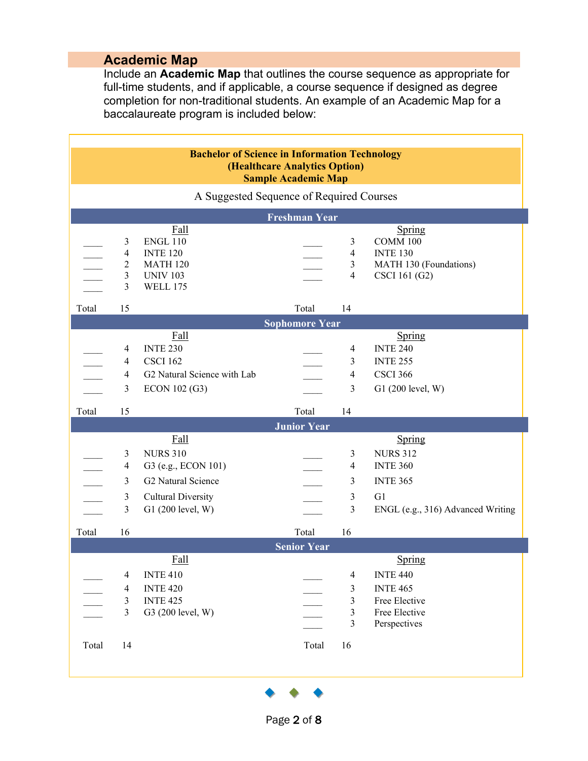## Academic Map

Include an **Academic Map** that outlines the course sequence as appropriate for full-time students, and if applicable, a course sequence if designed as degree completion for non-traditional students. An example of an Academic Map for a baccalaureate program is included below:

**Bachelor of Science in Information Technology**
**(Healthcare Analytics Option)**
**Sample Academic Map**

A Suggested Sequence of Required Courses

**Freshman Year**

| | Credits | Fall | | Credits | Spring |
|---|---|---|---|---|---|
| ____ | 3 | ENGL 110 | ____ | 3 | COMM 100 |
| ____ | 4 | INTE 120 | ____ | 4 | INTE 130 |
| ____ | 2 | MATH 120 | ____ | 3 | MATH 130 (Foundations) |
| ____ | 3 | UNIV 103 | ____ | 4 | CSCI 161 (G2) |
| ____ | 3 | WELL 175 | | | |
| Total | 15 | | Total | 14 | |

**Sophomore Year**

| | Credits | Fall | | Credits | Spring |
|---|---|---|---|---|---|
| ____ | 4 | INTE 230 | ____ | 4 | INTE 240 |
| ____ | 4 | CSCI 162 | ____ | 3 | INTE 255 |
| ____ | 4 | G2 Natural Science with Lab | ____ | 4 | CSCI 366 |
| ____ | 3 | ECON 102 (G3) | ____ | 3 | G1 (200 level, W) |
| Total | 15 | | Total | 14 | |

**Junior Year**

| | Credits | Fall | | Credits | Spring |
|---|---|---|---|---|---|
| ____ | 3 | NURS 310 | ____ | 3 | NURS 312 |
| ____ | 4 | G3 (e.g., ECON 101) | ____ | 4 | INTE 360 |
| ____ | 3 | G2 Natural Science | ____ | 3 | INTE 365 |
| ____ | 3 | Cultural Diversity | ____ | 3 | G1 |
| ____ | 3 | G1 (200 level, W) | ____ | 3 | ENGL (e.g., 316) Advanced Writing |
| Total | 16 | | Total | 16 | |

**Senior Year**

| | Credits | Fall | | Credits | Spring |
|---|---|---|---|---|---|
| ____ | 4 | INTE 410 | ____ | 4 | INTE 440 |
| ____ | 4 | INTE 420 | ____ | 3 | INTE 465 |
| ____ | 3 | INTE 425 | ____ | 3 | Free Elective |
| ____ | 3 | G3 (200 level, W) | ____ | 3 | Free Elective |
| | | | ____ | 3 | Perspectives |
| Total | 14 | | Total | 16 | |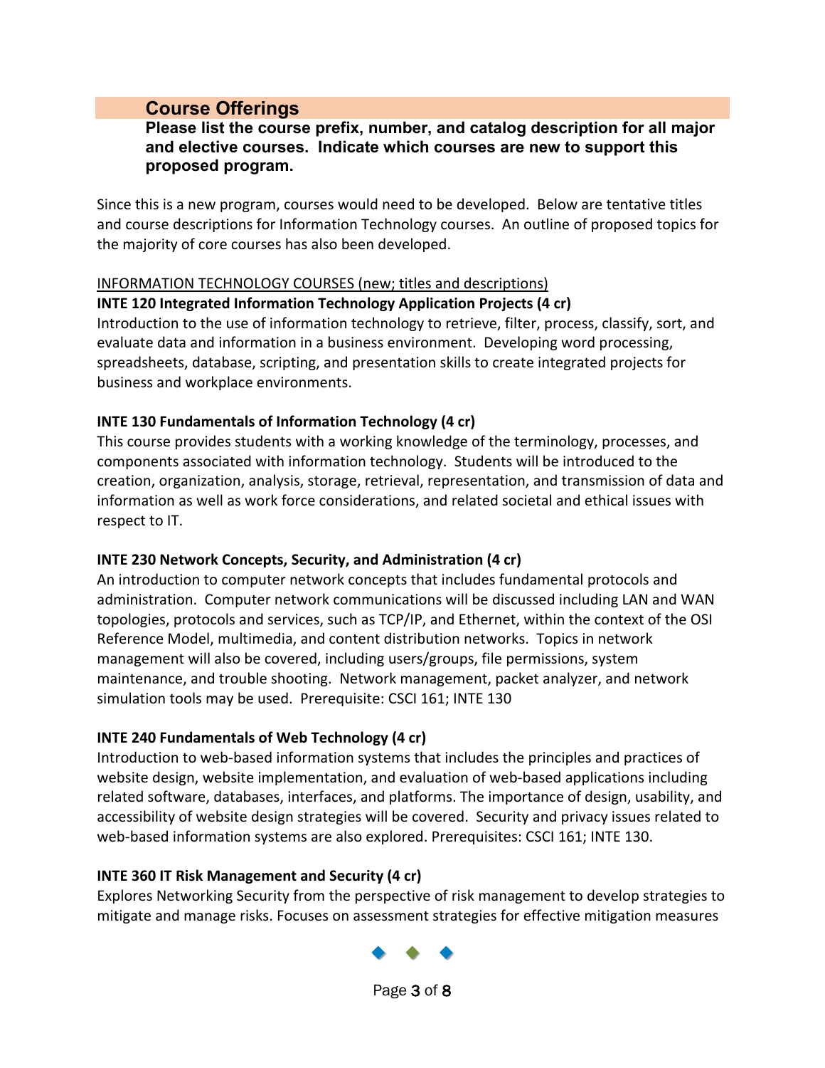## Course Offerings

**Please list the course prefix, number, and catalog description for all major and elective courses. Indicate which courses are new to support this proposed program.**

Since this is a new program, courses would need to be developed. Below are tentative titles and course descriptions for Information Technology courses. An outline of proposed topics for the majority of core courses has also been developed.

INFORMATION TECHNOLOGY COURSES (new; titles and descriptions)

**INTE 120 Integrated Information Technology Application Projects (4 cr)**
Introduction to the use of information technology to retrieve, filter, process, classify, sort, and evaluate data and information in a business environment. Developing word processing, spreadsheets, database, scripting, and presentation skills to create integrated projects for business and workplace environments.

**INTE 130 Fundamentals of Information Technology (4 cr)**
This course provides students with a working knowledge of the terminology, processes, and components associated with information technology. Students will be introduced to the creation, organization, analysis, storage, retrieval, representation, and transmission of data and information as well as work force considerations, and related societal and ethical issues with respect to IT.

**INTE 230 Network Concepts, Security, and Administration (4 cr)**
An introduction to computer network concepts that includes fundamental protocols and administration. Computer network communications will be discussed including LAN and WAN topologies, protocols and services, such as TCP/IP, and Ethernet, within the context of the OSI Reference Model, multimedia, and content distribution networks. Topics in network management will also be covered, including users/groups, file permissions, system maintenance, and trouble shooting. Network management, packet analyzer, and network simulation tools may be used. Prerequisite: CSCI 161; INTE 130

**INTE 240 Fundamentals of Web Technology (4 cr)**
Introduction to web-based information systems that includes the principles and practices of website design, website implementation, and evaluation of web-based applications including related software, databases, interfaces, and platforms. The importance of design, usability, and accessibility of website design strategies will be covered. Security and privacy issues related to web-based information systems are also explored. Prerequisites: CSCI 161; INTE 130.

**INTE 360 IT Risk Management and Security (4 cr)**
Explores Networking Security from the perspective of risk management to develop strategies to mitigate and manage risks. Focuses on assessment strategies for effective mitigation measures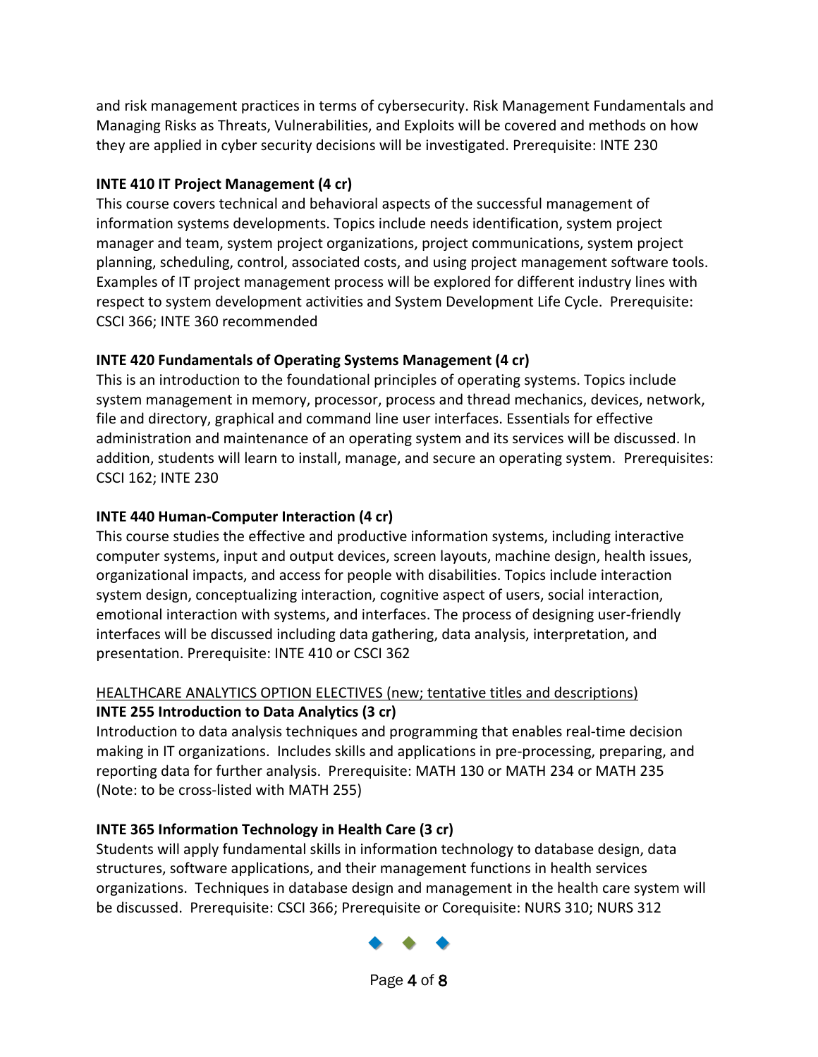and risk management practices in terms of cybersecurity. Risk Management Fundamentals and Managing Risks as Threats, Vulnerabilities, and Exploits will be covered and methods on how they are applied in cyber security decisions will be investigated. Prerequisite: INTE 230

**INTE 410 IT Project Management (4 cr)**
This course covers technical and behavioral aspects of the successful management of information systems developments. Topics include needs identification, system project manager and team, system project organizations, project communications, system project planning, scheduling, control, associated costs, and using project management software tools. Examples of IT project management process will be explored for different industry lines with respect to system development activities and System Development Life Cycle. Prerequisite: CSCI 366; INTE 360 recommended

**INTE 420 Fundamentals of Operating Systems Management (4 cr)**
This is an introduction to the foundational principles of operating systems. Topics include system management in memory, processor, process and thread mechanics, devices, network, file and directory, graphical and command line user interfaces. Essentials for effective administration and maintenance of an operating system and its services will be discussed. In addition, students will learn to install, manage, and secure an operating system. Prerequisites: CSCI 162; INTE 230

**INTE 440 Human-Computer Interaction (4 cr)**
This course studies the effective and productive information systems, including interactive computer systems, input and output devices, screen layouts, machine design, health issues, organizational impacts, and access for people with disabilities. Topics include interaction system design, conceptualizing interaction, cognitive aspect of users, social interaction, emotional interaction with systems, and interfaces. The process of designing user-friendly interfaces will be discussed including data gathering, data analysis, interpretation, and presentation. Prerequisite: INTE 410 or CSCI 362

<u>HEALTHCARE ANALYTICS OPTION ELECTIVES (new; tentative titles and descriptions)</u>

**INTE 255 Introduction to Data Analytics (3 cr)**
Introduction to data analysis techniques and programming that enables real-time decision making in IT organizations. Includes skills and applications in pre-processing, preparing, and reporting data for further analysis. Prerequisite: MATH 130 or MATH 234 or MATH 235 (Note: to be cross-listed with MATH 255)

**INTE 365 Information Technology in Health Care (3 cr)**
Students will apply fundamental skills in information technology to database design, data structures, software applications, and their management functions in health services organizations. Techniques in database design and management in the health care system will be discussed. Prerequisite: CSCI 366; Prerequisite or Corequisite: NURS 310; NURS 312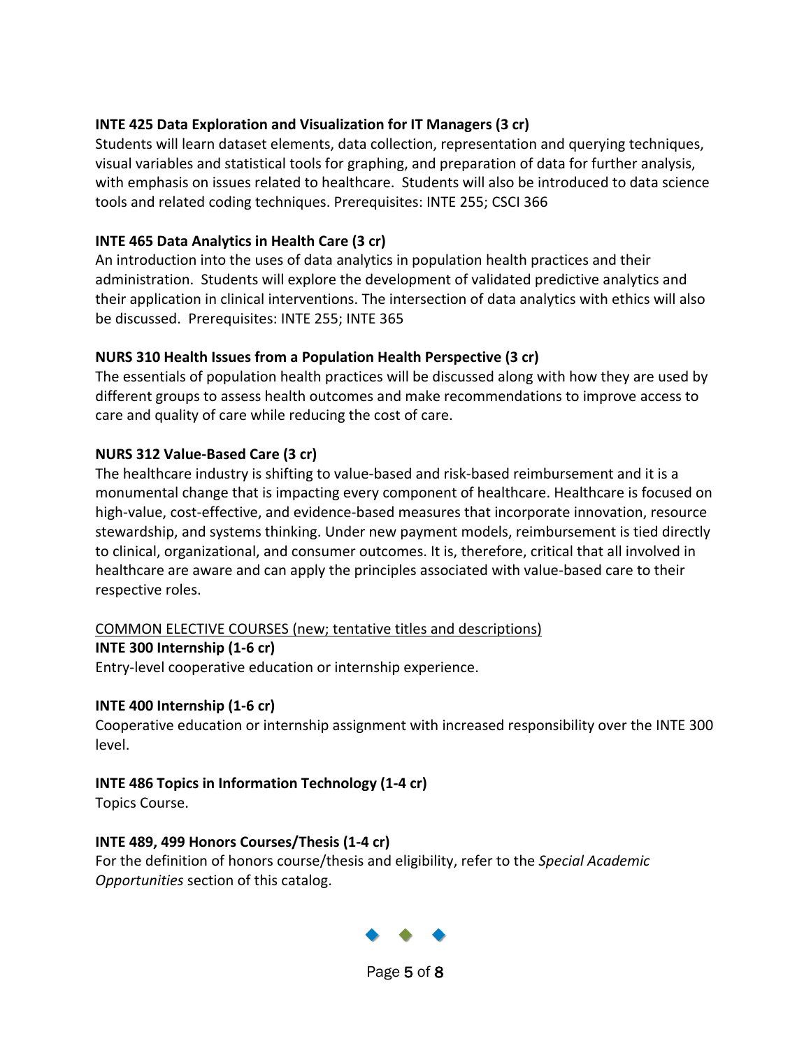**INTE 425 Data Exploration and Visualization for IT Managers (3 cr)**
Students will learn dataset elements, data collection, representation and querying techniques, visual variables and statistical tools for graphing, and preparation of data for further analysis, with emphasis on issues related to healthcare. Students will also be introduced to data science tools and related coding techniques. Prerequisites: INTE 255; CSCI 366

**INTE 465 Data Analytics in Health Care (3 cr)**
An introduction into the uses of data analytics in population health practices and their administration. Students will explore the development of validated predictive analytics and their application in clinical interventions. The intersection of data analytics with ethics will also be discussed. Prerequisites: INTE 255; INTE 365

**NURS 310 Health Issues from a Population Health Perspective (3 cr)**
The essentials of population health practices will be discussed along with how they are used by different groups to assess health outcomes and make recommendations to improve access to care and quality of care while reducing the cost of care.

**NURS 312 Value-Based Care (3 cr)**
The healthcare industry is shifting to value-based and risk-based reimbursement and it is a monumental change that is impacting every component of healthcare. Healthcare is focused on high-value, cost-effective, and evidence-based measures that incorporate innovation, resource stewardship, and systems thinking. Under new payment models, reimbursement is tied directly to clinical, organizational, and consumer outcomes. It is, therefore, critical that all involved in healthcare are aware and can apply the principles associated with value-based care to their respective roles.

<u>COMMON ELECTIVE COURSES (new; tentative titles and descriptions)</u>

**INTE 300 Internship (1-6 cr)**
Entry-level cooperative education or internship experience.

**INTE 400 Internship (1-6 cr)**
Cooperative education or internship assignment with increased responsibility over the INTE 300 level.

**INTE 486 Topics in Information Technology (1-4 cr)**
Topics Course.

**INTE 489, 499 Honors Courses/Thesis (1-4 cr)**
For the definition of honors course/thesis and eligibility, refer to the *Special Academic Opportunities* section of this catalog.